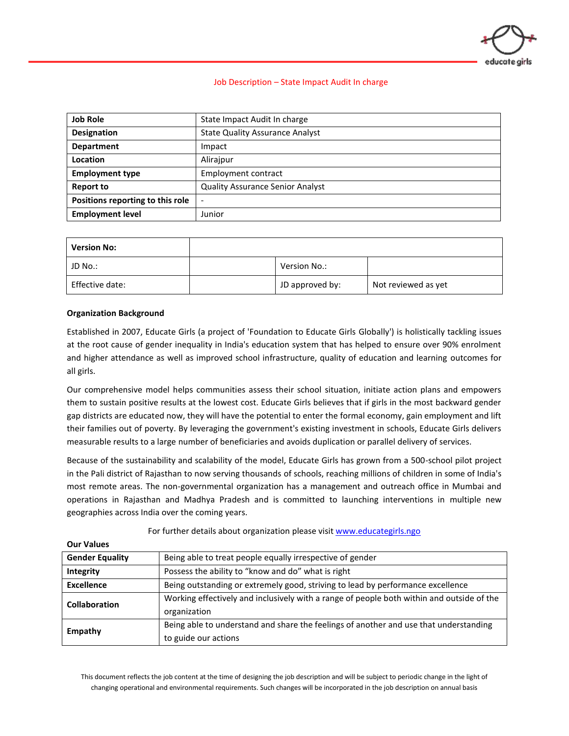## Job Description – State Impact Audit In charge

| | |
|---|---|
| **Job Role** | State Impact Audit In charge |
| **Designation** | State Quality Assurance Analyst |
| **Department** | Impact |
| **Location** | Alirajpur |
| **Employment type** | Employment contract |
| **Report to** | Quality Assurance Senior Analyst |
| **Positions reporting to this role** | - |
| **Employment level** | Junior |

| **Version No:** | | | |
|---|---|---|---|
| JD No.: | | Version No.: | |
| Effective date: | | JD approved by: | Not reviewed as yet |

**Organization Background**

Established in 2007, Educate Girls (a project of 'Foundation to Educate Girls Globally') is holistically tackling issues at the root cause of gender inequality in India's education system that has helped to ensure over 90% enrolment and higher attendance as well as improved school infrastructure, quality of education and learning outcomes for all girls.

Our comprehensive model helps communities assess their school situation, initiate action plans and empowers them to sustain positive results at the lowest cost. Educate Girls believes that if girls in the most backward gender gap districts are educated now, they will have the potential to enter the formal economy, gain employment and lift their families out of poverty. By leveraging the government's existing investment in schools, Educate Girls delivers measurable results to a large number of beneficiaries and avoids duplication or parallel delivery of services.

Because of the sustainability and scalability of the model, Educate Girls has grown from a 500-school pilot project in the Pali district of Rajasthan to now serving thousands of schools, reaching millions of children in some of India's most remote areas. The non-governmental organization has a management and outreach office in Mumbai and operations in Rajasthan and Madhya Pradesh and is committed to launching interventions in multiple new geographies across India over the coming years.

For further details about organization please visit [www.educategirls.ngo](http://www.educategirls.ngo)

**Our Values**

| | |
|---|---|
| **Gender Equality** | Being able to treat people equally irrespective of gender |
| **Integrity** | Possess the ability to "know and do" what is right |
| **Excellence** | Being outstanding or extremely good, striving to lead by performance excellence |
| **Collaboration** | Working effectively and inclusively with a range of people both within and outside of the organization |
| **Empathy** | Being able to understand and share the feelings of another and use that understanding to guide our actions |

This document reflects the job content at the time of designing the job description and will be subject to periodic change in the light of changing operational and environmental requirements. Such changes will be incorporated in the job description on annual basis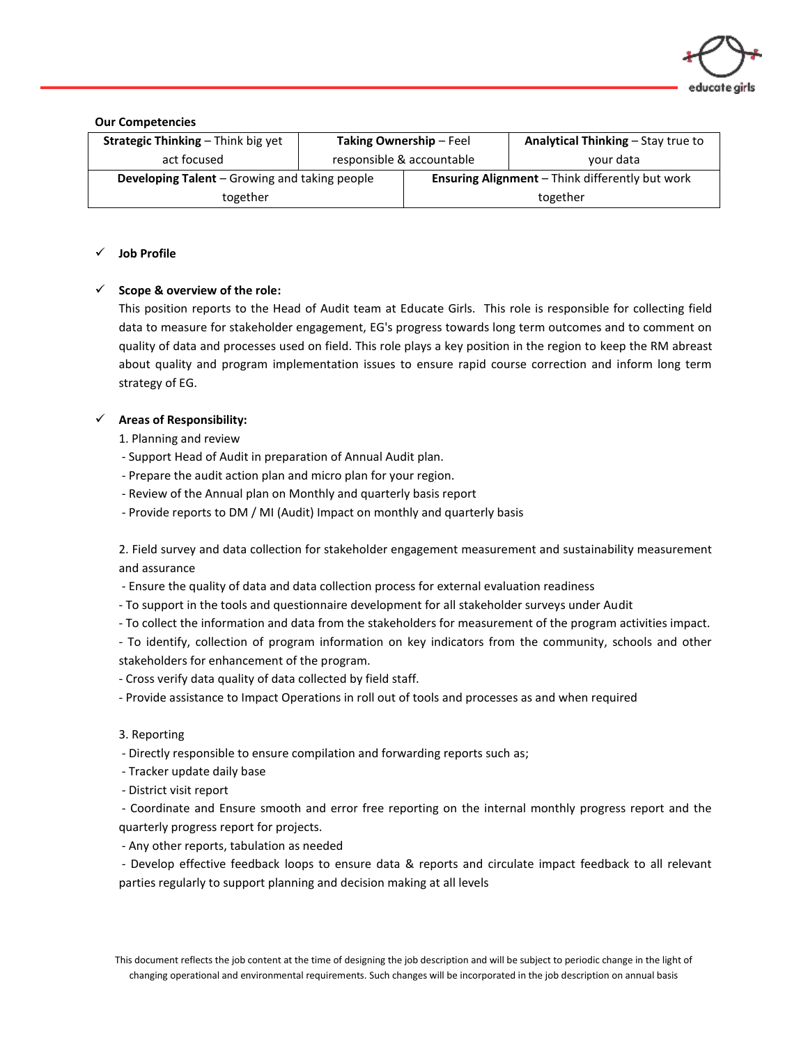**Our Competencies**

| **Strategic Thinking** – Think big yet act focused | **Taking Ownership** – Feel responsible & accountable | **Analytical Thinking** – Stay true to your data |
|---|---|---|
| **Developing Talent** – Growing and taking people together | **Ensuring Alignment** – Think differently but work together | |

- ✓ **Job Profile**

- ✓ **Scope & overview of the role:**

  This position reports to the Head of Audit team at Educate Girls. This role is responsible for collecting field data to measure for stakeholder engagement, EG's progress towards long term outcomes and to comment on quality of data and processes used on field. This role plays a key position in the region to keep the RM abreast about quality and program implementation issues to ensure rapid course correction and inform long term strategy of EG.

- ✓ **Areas of Responsibility:**

  1. Planning and review
  - Support Head of Audit in preparation of Annual Audit plan.
  - Prepare the audit action plan and micro plan for your region.
  - Review of the Annual plan on Monthly and quarterly basis report
  - Provide reports to DM / MI (Audit) Impact on monthly and quarterly basis

  2. Field survey and data collection for stakeholder engagement measurement and sustainability measurement and assurance
  - Ensure the quality of data and data collection process for external evaluation readiness
  - To support in the tools and questionnaire development for all stakeholder surveys under Audit
  - To collect the information and data from the stakeholders for measurement of the program activities impact.
  - To identify, collection of program information on key indicators from the community, schools and other stakeholders for enhancement of the program.
  - Cross verify data quality of data collected by field staff.
  - Provide assistance to Impact Operations in roll out of tools and processes as and when required

  3. Reporting
  - Directly responsible to ensure compilation and forwarding reports such as;
  - Tracker update daily base
  - District visit report
  - Coordinate and Ensure smooth and error free reporting on the internal monthly progress report and the quarterly progress report for projects.
  - Any other reports, tabulation as needed
  - Develop effective feedback loops to ensure data & reports and circulate impact feedback to all relevant parties regularly to support planning and decision making at all levels

This document reflects the job content at the time of designing the job description and will be subject to periodic change in the light of changing operational and environmental requirements. Such changes will be incorporated in the job description on annual basis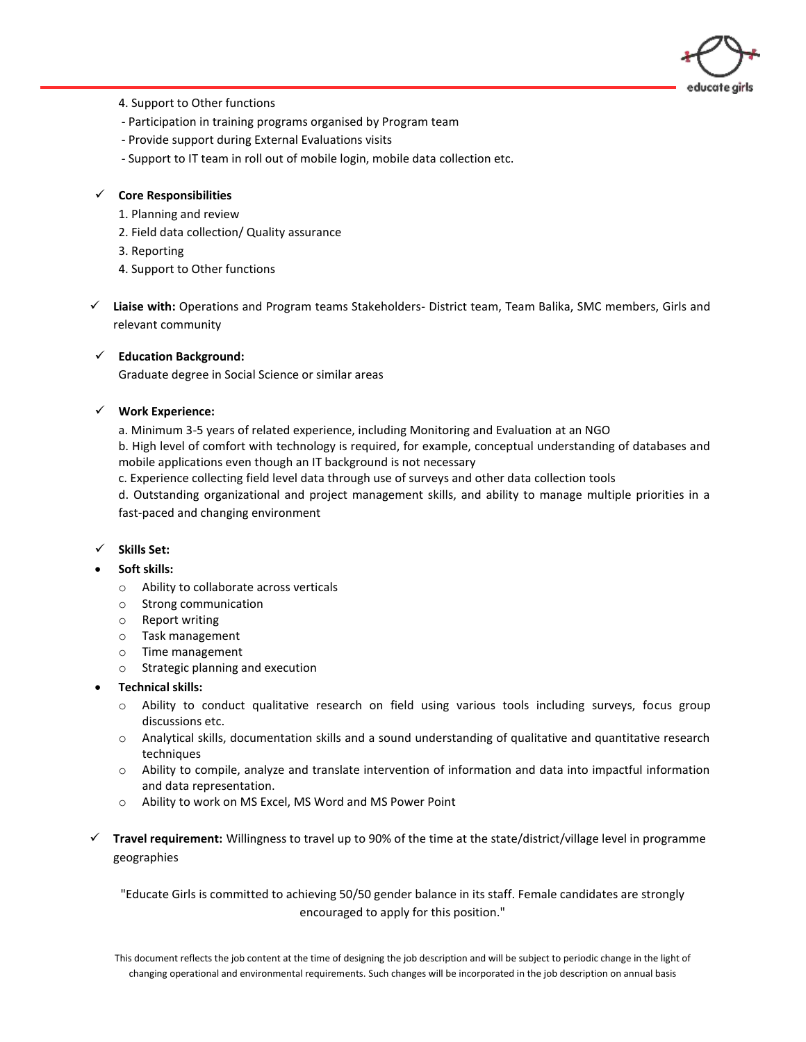4. Support to Other functions

- Participation in training programs organised by Program team
- Provide support during External Evaluations visits
- Support to IT team in roll out of mobile login, mobile data collection etc.

✓ **Core Responsibilities**

1. Planning and review
2. Field data collection/ Quality assurance
3. Reporting
4. Support to Other functions

✓ **Liaise with:** Operations and Program teams Stakeholders- District team, Team Balika, SMC members, Girls and relevant community

✓ **Education Background:**

Graduate degree in Social Science or similar areas

✓ **Work Experience:**

a. Minimum 3-5 years of related experience, including Monitoring and Evaluation at an NGO

b. High level of comfort with technology is required, for example, conceptual understanding of databases and mobile applications even though an IT background is not necessary

c. Experience collecting field level data through use of surveys and other data collection tools

d. Outstanding organizational and project management skills, and ability to manage multiple priorities in a fast-paced and changing environment

✓ **Skills Set:**

- **Soft skills:**
  - Ability to collaborate across verticals
  - Strong communication
  - Report writing
  - Task management
  - Time management
  - Strategic planning and execution
- **Technical skills:**
  - Ability to conduct qualitative research on field using various tools including surveys, focus group discussions etc.
  - Analytical skills, documentation skills and a sound understanding of qualitative and quantitative research techniques
  - Ability to compile, analyze and translate intervention of information and data into impactful information and data representation.
  - Ability to work on MS Excel, MS Word and MS Power Point

✓ **Travel requirement:** Willingness to travel up to 90% of the time at the state/district/village level in programme geographies

"Educate Girls is committed to achieving 50/50 gender balance in its staff. Female candidates are strongly encouraged to apply for this position."

This document reflects the job content at the time of designing the job description and will be subject to periodic change in the light of changing operational and environmental requirements. Such changes will be incorporated in the job description on annual basis